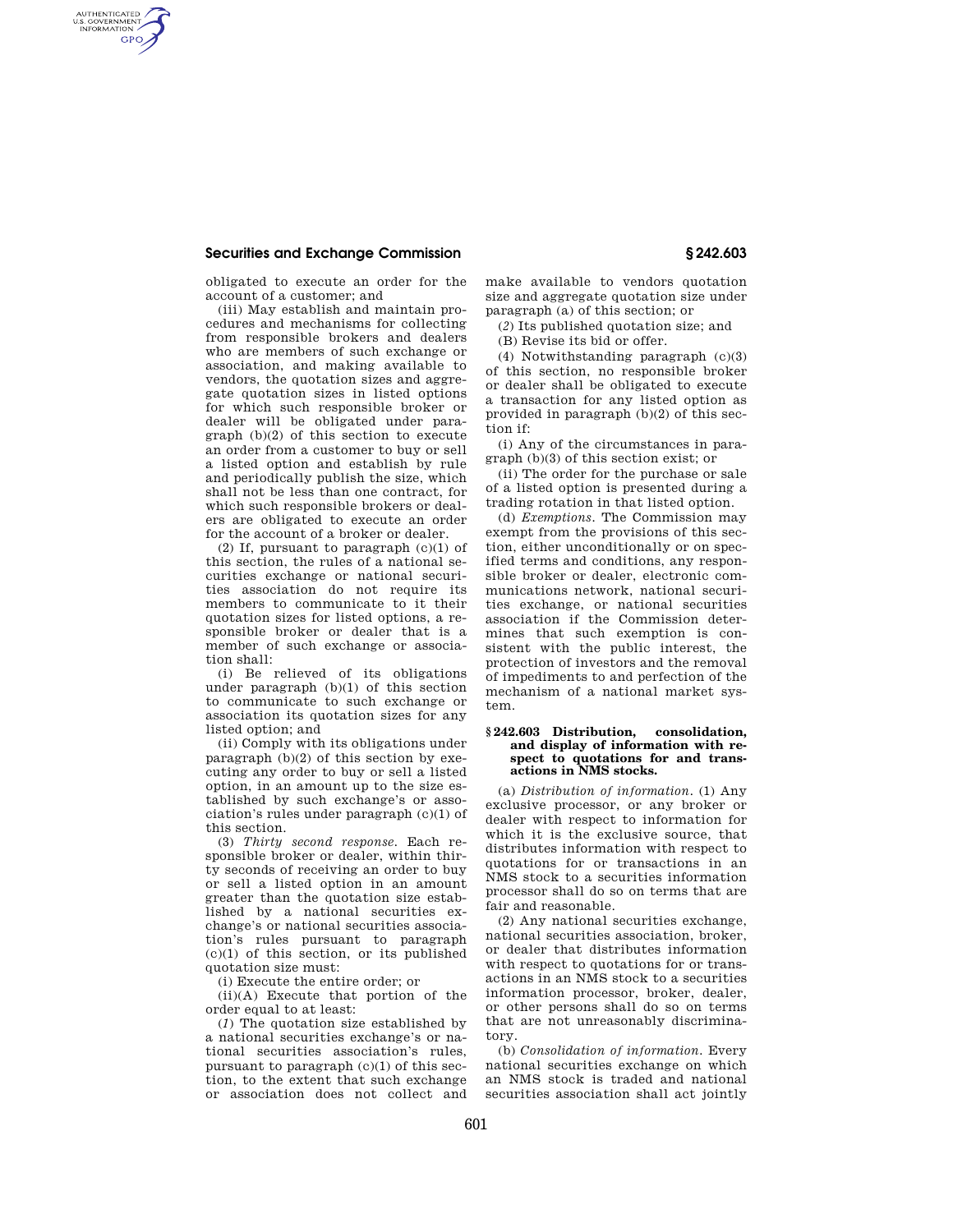obligated to execute an order for the account of a customer; and

(iii) May establish and maintain procedures and mechanisms for collecting from responsible brokers and dealers who are members of such exchange or association, and making available to vendors, the quotation sizes and aggregate quotation sizes in listed options for which such responsible broker or dealer will be obligated under paragraph (b)(2) of this section to execute an order from a customer to buy or sell a listed option and establish by rule and periodically publish the size, which shall not be less than one contract, for which such responsible brokers or dealers are obligated to execute an order for the account of a broker or dealer.

(2) If, pursuant to paragraph (c)(1) of this section, the rules of a national securities exchange or national securities association do not require its members to communicate to it their quotation sizes for listed options, a responsible broker or dealer that is a member of such exchange or association shall:

(i) Be relieved of its obligations under paragraph (b)(1) of this section to communicate to such exchange or association its quotation sizes for any listed option; and

(ii) Comply with its obligations under paragraph (b)(2) of this section by executing any order to buy or sell a listed option, in an amount up to the size established by such exchange's or association's rules under paragraph (c)(1) of this section.

(3) *Thirty second response.* Each responsible broker or dealer, within thirty seconds of receiving an order to buy or sell a listed option in an amount greater than the quotation size established by a national securities exchange's or national securities association's rules pursuant to paragraph (c)(1) of this section, or its published quotation size must:

(i) Execute the entire order; or

(ii)(A) Execute that portion of the order equal to at least:

(*1*) The quotation size established by a national securities exchange's or national securities association's rules, pursuant to paragraph (c)(1) of this section, to the extent that such exchange or association does not collect and make available to vendors quotation size and aggregate quotation size under paragraph (a) of this section; or

(*2*) Its published quotation size; and

(B) Revise its bid or offer.

(4) Notwithstanding paragraph (c)(3) of this section, no responsible broker or dealer shall be obligated to execute a transaction for any listed option as provided in paragraph (b)(2) of this section if:

(i) Any of the circumstances in paragraph (b)(3) of this section exist; or

(ii) The order for the purchase or sale of a listed option is presented during a trading rotation in that listed option.

(d) *Exemptions.* The Commission may exempt from the provisions of this section, either unconditionally or on specified terms and conditions, any responsible broker or dealer, electronic communications network, national securities exchange, or national securities association if the Commission determines that such exemption is consistent with the public interest, the protection of investors and the removal of impediments to and perfection of the mechanism of a national market system.

### § 242.603 Distribution, consolidation, and display of information with respect to quotations for and transactions in NMS stocks.

(a) *Distribution of information.* (1) Any exclusive processor, or any broker or dealer with respect to information for which it is the exclusive source, that distributes information with respect to quotations for or transactions in an NMS stock to a securities information processor shall do so on terms that are fair and reasonable.

(2) Any national securities exchange, national securities association, broker, or dealer that distributes information with respect to quotations for or transactions in an NMS stock to a securities information processor, broker, dealer, or other persons shall do so on terms that are not unreasonably discriminatory.

(b) *Consolidation of information.* Every national securities exchange on which an NMS stock is traded and national securities association shall act jointly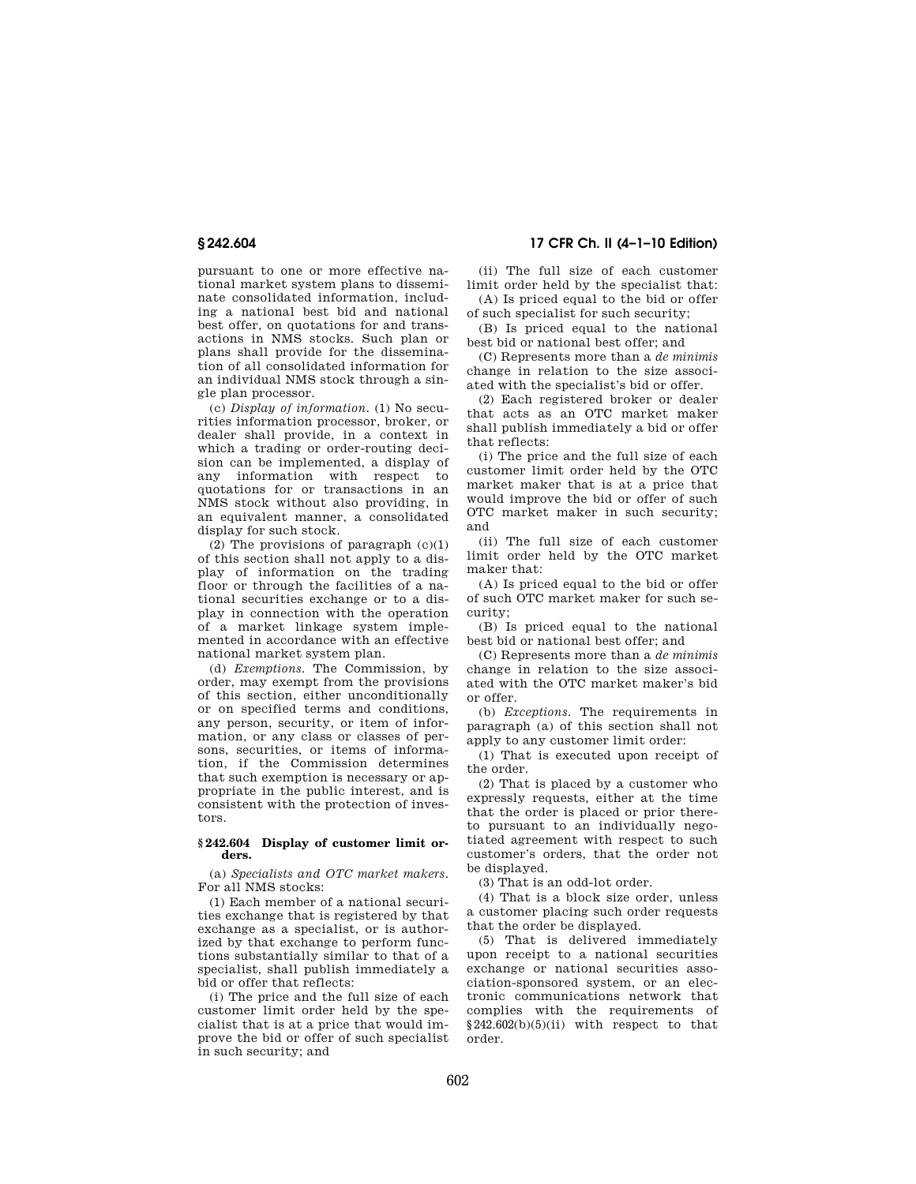pursuant to one or more effective national market system plans to disseminate consolidated information, including a national best bid and national best offer, on quotations for and transactions in NMS stocks. Such plan or plans shall provide for the dissemination of all consolidated information for an individual NMS stock through a single plan processor.

(c) *Display of information.* (1) No securities information processor, broker, or dealer shall provide, in a context in which a trading or order-routing decision can be implemented, a display of any information with respect to quotations for or transactions in an NMS stock without also providing, in an equivalent manner, a consolidated display for such stock.

(2) The provisions of paragraph (c)(1) of this section shall not apply to a display of information on the trading floor or through the facilities of a national securities exchange or to a display in connection with the operation of a market linkage system implemented in accordance with an effective national market system plan.

(d) *Exemptions.* The Commission, by order, may exempt from the provisions of this section, either unconditionally or on specified terms and conditions, any person, security, or item of information, or any class or classes of persons, securities, or items of information, if the Commission determines that such exemption is necessary or appropriate in the public interest, and is consistent with the protection of investors.

### § 242.604 Display of customer limit orders.

(a) *Specialists and OTC market makers.* For all NMS stocks:

(1) Each member of a national securities exchange that is registered by that exchange as a specialist, or is authorized by that exchange to perform functions substantially similar to that of a specialist, shall publish immediately a bid or offer that reflects:

(i) The price and the full size of each customer limit order held by the specialist that is at a price that would improve the bid or offer of such specialist in such security; and

(ii) The full size of each customer limit order held by the specialist that:

(A) Is priced equal to the bid or offer of such specialist for such security;

(B) Is priced equal to the national best bid or national best offer; and

(C) Represents more than a *de minimis* change in relation to the size associated with the specialist's bid or offer.

(2) Each registered broker or dealer that acts as an OTC market maker shall publish immediately a bid or offer that reflects:

(i) The price and the full size of each customer limit order held by the OTC market maker that is at a price that would improve the bid or offer of such OTC market maker in such security; and

(ii) The full size of each customer limit order held by the OTC market maker that:

(A) Is priced equal to the bid or offer of such OTC market maker for such security;

(B) Is priced equal to the national best bid or national best offer; and

(C) Represents more than a *de minimis* change in relation to the size associated with the OTC market maker's bid or offer.

(b) *Exceptions.* The requirements in paragraph (a) of this section shall not apply to any customer limit order:

(1) That is executed upon receipt of the order.

(2) That is placed by a customer who expressly requests, either at the time that the order is placed or prior thereto pursuant to an individually negotiated agreement with respect to such customer's orders, that the order not be displayed.

(3) That is an odd-lot order.

(4) That is a block size order, unless a customer placing such order requests that the order be displayed.

(5) That is delivered immediately upon receipt to a national securities exchange or national securities association-sponsored system, or an electronic communications network that complies with the requirements of §242.602(b)(5)(ii) with respect to that order.